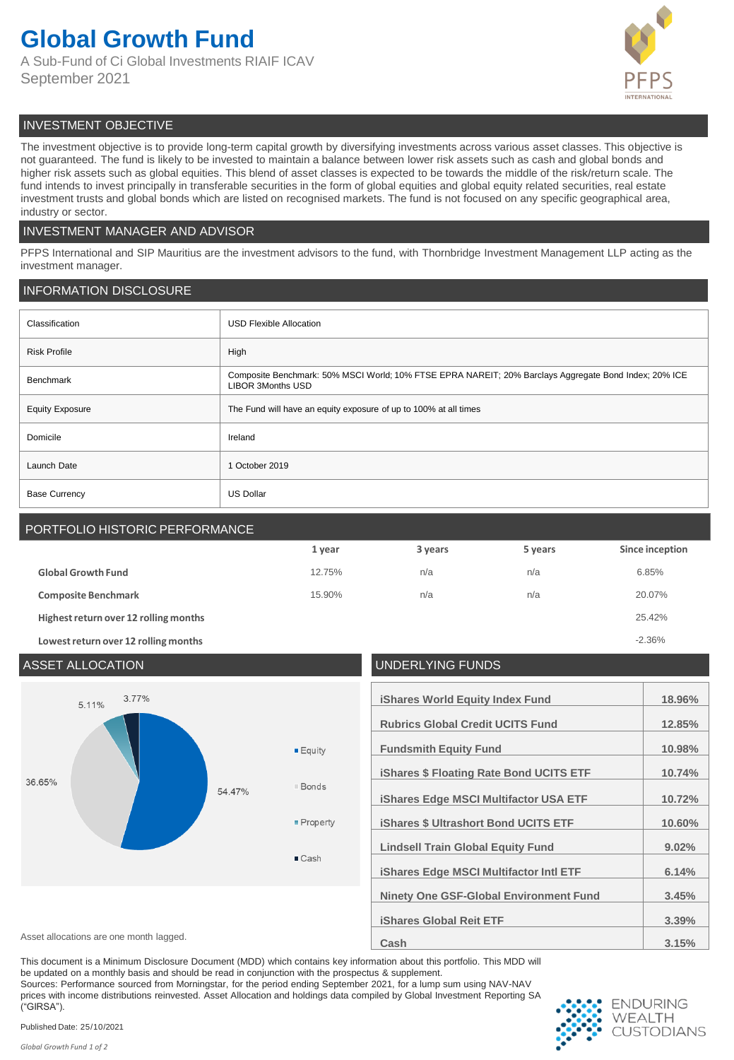# Global Growth Fund

A Sub-Fund of Ci Global Investments RIAIF ICAV
September 2021

## INVESTMENT OBJECTIVE

The investment objective is to provide long-term capital growth by diversifying investments across various asset classes. This objective is not guaranteed. The fund is likely to be invested to maintain a balance between lower risk assets such as cash and global bonds and higher risk assets such as global equities. This blend of asset classes is expected to be towards the middle of the risk/return scale. The fund intends to invest principally in transferable securities in the form of global equities and global equity related securities, real estate investment trusts and global bonds which are listed on recognised markets. The fund is not focused on any specific geographical area, industry or sector.

## INVESTMENT MANAGER AND ADVISOR

PFPS International and SIP Mauritius are the investment advisors to the fund, with Thornbridge Investment Management LLP acting as the investment manager.

## INFORMATION DISCLOSURE

| | |
|---|---|
| Classification | USD Flexible Allocation |
| Risk Profile | High |
| Benchmark | Composite Benchmark: 50% MSCI World; 10% FTSE EPRA NAREIT; 20% Barclays Aggregate Bond Index; 20% ICE LIBOR 3Months USD |
| Equity Exposure | The Fund will have an equity exposure of up to 100% at all times |
| Domicile | Ireland |
| Launch Date | 1 October 2019 |
| Base Currency | US Dollar |

## PORTFOLIO HISTORIC PERFORMANCE

| | 1 year | 3 years | 5 years | Since inception |
|---|---|---|---|---|
| **Global Growth Fund** | 12.75% | n/a | n/a | 6.85% |
| **Composite Benchmark** | 15.90% | n/a | n/a | 20.07% |
| **Highest return over 12 rolling months** | | | | 25.42% |
| **Lowest return over 12 rolling months** | | | | -2.36% |

## ASSET ALLOCATION

| Asset | Allocation |
|---|---|
| Equity | 54.47% |
| Bonds | 36.65% |
| Property | 5.11% |
| Cash | 3.77% |

Asset allocations are one month lagged.

## UNDERLYING FUNDS

| Fund | Weight |
|---|---|
| iShares World Equity Index Fund | 18.96% |
| Rubrics Global Credit UCITS Fund | 12.85% |
| Fundsmith Equity Fund | 10.98% |
| iShares $ Floating Rate Bond UCITS ETF | 10.74% |
| iShares Edge MSCI Multifactor USA ETF | 10.72% |
| iShares $ Ultrashort Bond UCITS ETF | 10.60% |
| Lindsell Train Global Equity Fund | 9.02% |
| iShares Edge MSCI Multifactor Intl ETF | 6.14% |
| Ninety One GSF-Global Environment Fund | 3.45% |
| iShares Global Reit ETF | 3.39% |
| Cash | 3.15% |

This document is a Minimum Disclosure Document (MDD) which contains key information about this portfolio. This MDD will be updated on a monthly basis and should be read in conjunction with the prospectus & supplement.
Sources: Performance sourced from Morningstar, for the period ending September 2021, for a lump sum using NAV-NAV prices with income distributions reinvested. Asset Allocation and holdings data compiled by Global Investment Reporting SA ("GIRSA").

Published Date: 25/10/2021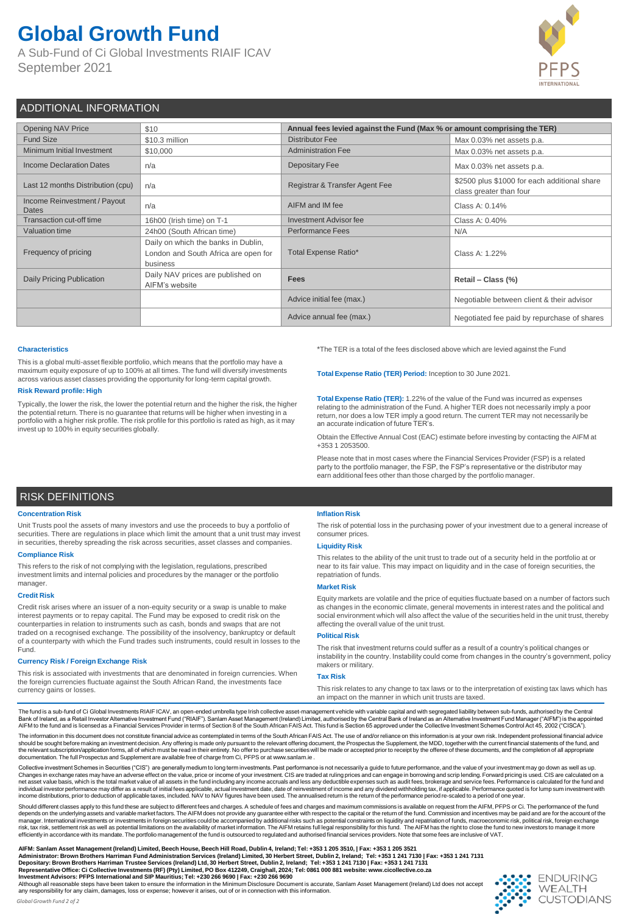# Global Growth Fund

A Sub-Fund of Ci Global Investments RIAIF ICAV
September 2021

## ADDITIONAL INFORMATION

| | | Annual fees levied against the Fund (Max % or amount comprising the TER) | |
|---|---|---|---|
| Opening NAV Price | $10 | | |
| Fund Size | $10.3 million | Distributor Fee | Max 0.03% net assets p.a. |
| Minimum Initial Investment | $10,000 | Administration Fee | Max 0.03% net assets p.a. |
| Income Declaration Dates | n/a | Depositary Fee | Max 0.03% net assets p.a. |
| Last 12 months Distribution (cpu) | n/a | Registrar & Transfer Agent Fee | $2500 plus $1000 for each additional share class greater than four |
| Income Reinvestment / Payout Dates | n/a | AIFM and IM fee | Class A: 0.14% |
| Transaction cut-off time | 16h00 (Irish time) on T-1 | Investment Advisor fee | Class A: 0.40% |
| Valuation time | 24h00 (South African time) | Performance Fees | N/A |
| Frequency of pricing | Daily on which the banks in Dublin, London and South Africa are open for business | Total Expense Ratio* | Class A: 1.22% |
| Daily Pricing Publication | Daily NAV prices are published on AIFM's website | **Fees** | **Retail – Class (%)** |
| | | Advice initial fee (max.) | Negotiable between client & their advisor |
| | | Advice annual fee (max.) | Negotiated fee paid by repurchase of shares |

**Characteristics**

This is a global multi-asset flexible portfolio, which means that the portfolio may have a maximum equity exposure of up to 100% at all times. The fund will diversify investments across various asset classes providing the opportunity for long-term capital growth.

**Risk Reward profile: High**

Typically, the lower the risk, the lower the potential return and the higher the risk, the higher the potential return. There is no guarantee that returns will be higher when investing in a portfolio with a higher risk profile. The risk profile for this portfolio is rated as high, as it may invest up to 100% in equity securities globally.

*The TER is a total of the fees disclosed above which are levied against the Fund

**Total Expense Ratio (TER) Period:** Inception to 30 June 2021.

**Total Expense Ratio (TER):** 1.22% of the value of the Fund was incurred as expenses relating to the administration of the Fund. A higher TER does not necessarily imply a poor return, nor does a low TER imply a good return. The current TER may not necessarily be an accurate indication of future TER's.

Obtain the Effective Annual Cost (EAC) estimate before investing by contacting the AIFM at +353 1 2053500.

Please note that in most cases where the Financial Services Provider (FSP) is a related party to the portfolio manager, the FSP, the FSP's representative or the distributor may earn additional fees other than those charged by the portfolio manager.

## RISK DEFINITIONS

**Concentration Risk**

Unit Trusts pool the assets of many investors and use the proceeds to buy a portfolio of securities. There are regulations in place which limit the amount that a unit trust may invest in securities, thereby spreading the risk across securities, asset classes and companies.

**Compliance Risk**

This refers to the risk of not complying with the legislation, regulations, prescribed investment limits and internal policies and procedures by the manager or the portfolio manager.

**Credit Risk**

Credit risk arises where an issuer of a non-equity security or a swap is unable to make interest payments or to repay capital. The Fund may be exposed to credit risk on the counterparties in relation to instruments such as cash, bonds and swaps that are not traded on a recognised exchange. The possibility of the insolvency, bankruptcy or default of a counterparty with which the Fund trades such instruments, could result in losses to the Fund.

**Currency Risk / Foreign Exchange Risk**

This risk is associated with investments that are denominated in foreign currencies. When the foreign currencies fluctuate against the South African Rand, the investments face currency gains or losses.

**Inflation Risk**

The risk of potential loss in the purchasing power of your investment due to a general increase of consumer prices.

**Liquidity Risk**

This relates to the ability of the unit trust to trade out of a security held in the portfolio at or near to its fair value. This may impact on liquidity and in the case of foreign securities, the repatriation of funds.

**Market Risk**

Equity markets are volatile and the price of equities fluctuate based on a number of factors such as changes in the economic climate, general movements in interest rates and the political and social environment which will also affect the value of the securities held in the unit trust, thereby affecting the overall value of the unit trust.

**Political Risk**

The risk that investment returns could suffer as a result of a country's political changes or instability in the country. Instability could come from changes in the country's government, policy makers or military.

**Tax Risk**

This risk relates to any change to tax laws or to the interpretation of existing tax laws which has an impact on the manner in which unit trusts are taxed.

The fund is a sub-fund of Ci Global Investments RIAIF ICAV, an open-ended umbrella type Irish collective asset-management vehicle with variable capital and with segregated liability between sub-funds, authorised by the Central Bank of Ireland, as a Retail Investor Alternative Investment Fund ("RIAIF"). Sanlam Asset Management (Ireland) Limited, authorised by the Central Bank of Ireland as an Alternative Investment Fund Manager ("AIFM") is the appointed AIFM to the fund and is licensed as a Financial Services Provider in terms of Section 8 of the South African FAIS Act. This fund is Section 65 approved under the Collective Investment Schemes Control Act 45, 2002 ("CISCA").

The information in this document does not constitute financial advice as contemplated in terms of the South African FAIS Act. The use of and/or reliance on this information is at your own risk. Independent professional financial advice should be sought before making an investment decision. Any offering is made only pursuant to the relevant offering document, the Prospectus the Supplement, the MDD, together with the current financial statements of the fund, and the relevant subscription/application forms, all of which must be read in their entirety. No offer to purchase securities will be made or accepted prior to receipt by the offeree of these documents, and the completion of all appropriate documentation. The full Prospectus and Supplement are available free of charge from Ci, PFPS or at www.sanlam.ie .

Collective investment Schemes in Securities ("CIS") are generally medium to long term investments. Past performance is not necessarily a guide to future performance, and the value of your investment may go down as well as up. Changes in exchange rates may have an adverse effect on the value, price or income of your investment. CIS are traded at ruling prices and can engage in borrowing and scrip lending. Forward pricing is used. CIS are calculated on a net asset value basis, which is the total market value of all assets in the fund including any income accruals and less any deductible expenses such as audit fees, brokerage and service fees. Performance is calculated for the fund and individual investor performance may differ as a result of initial fees applicable, actual investment date, date of reinvestment of income and any dividend withholding tax, if applicable. Performance quoted is for lump sum investment with income distributions, prior to deduction of applicable taxes, included. NAV to NAV figures have been used. The annualised return is the return of the performance period re-scaled to a period of one year.

Should different classes apply to this fund these are subject to different fees and charges. A schedule of fees and charges and maximum commissions is available on request from the AIFM, PFPS or Ci. The performance of the fund depends on the underlying assets and variable market factors. The AIFM does not provide any guarantee either with respect to the capital or the return of the fund. Commission and incentives may be paid and are for the account of the manager. International investments or investments in foreign securities could be accompanied by additional risks such as potential constraints on liquidity and repatriation of funds, macroeconomic risk, political risk, foreign exchange risk, tax risk, settlement risk as well as potential limitations on the availability of market information. The AIFM retains full legal responsibility for this fund. The AIFM has the right to close the fund to new investors to manage it more efficiently in accordance with its mandate. The portfolio management of the fund is outsourced to regulated and authorised financial services providers. Note that some fees are inclusive of VAT.

**AIFM: Sanlam Asset Management (Ireland) Limited, Beech House, Beech Hill Road, Dublin 4, Ireland; Tel: +353 1 205 3510, | Fax: +353 1 205 3521**
**Administrator: Brown Brothers Harriman Fund Administration Services (Ireland) Limited, 30 Herbert Street, Dublin 2, Ireland; Tel: +353 1 241 7130 | Fax: +353 1 241 7131**
**Depositary: Brown Brothers Harriman Trustee Services (Ireland) Ltd, 30 Herbert Street, Dublin 2, Ireland; Tel: +353 1 241 7130 | Fax: +353 1 241 7131**
**Representative Office: Ci Collective Investments (RF) (Pty) Limited, PO Box 412249, Craighall, 2024; Tel: 0861 000 881 website: www.cicollective.co.za**
**Investment Advisors: PFPS International and SIP Mauritius; Tel: +230 266 9690 | Fax: +230 266 9690**
Although all reasonable steps have been taken to ensure the information in the Minimum Disclosure Document is accurate, Sanlam Asset Management (Ireland) Ltd does not accept any responsibility for any claim, damages, loss or expense; however it arises, out of or in connection with this information.